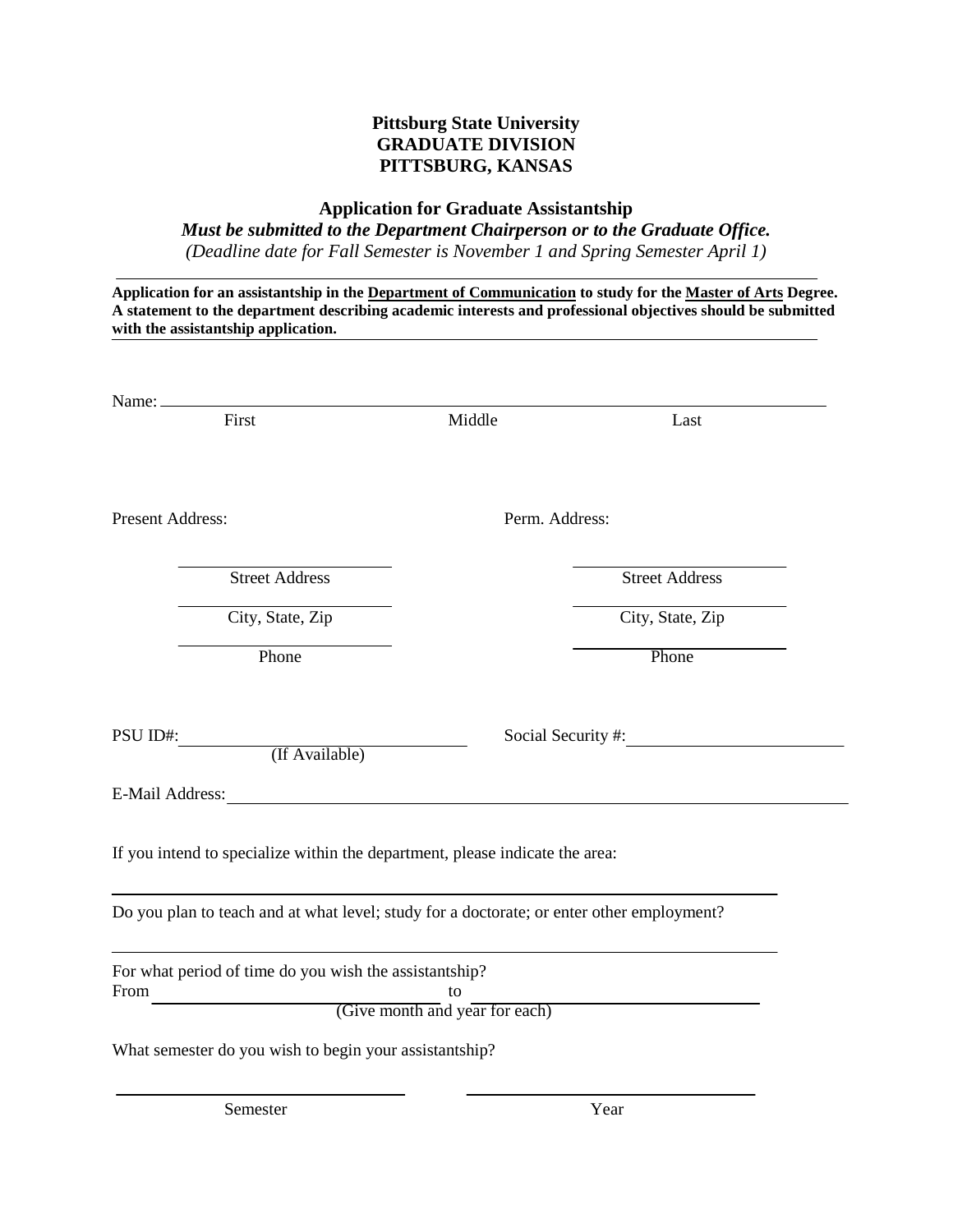**Pittsburg State University**
**GRADUATE DIVISION**
**PITTSBURG, KANSAS**

**Application for Graduate Assistantship**

***Must be submitted to the Department Chairperson or to the Graduate Office.***

*(Deadline date for Fall Semester is November 1 and Spring Semester April 1)*

---

**Application for an assistantship in the Department of Communication to study for the Master of Arts Degree. A statement to the department describing academic interests and professional objectives should be submitted with the assistantship application.**

---

Name: ______________________________________________

First Middle Last

Present Address:

______________________
Street Address

______________________
City, State, Zip

______________________
Phone

Perm. Address:

______________________
Street Address

______________________
City, State, Zip

______________________
Phone

PSU ID#: ______________________ (If Available)

Social Security #: ______________________

E-Mail Address: ______________________________________________

If you intend to specialize within the department, please indicate the area:

______________________________________________

Do you plan to teach and at what level; study for a doctorate; or enter other employment?

______________________________________________

For what period of time do you wish the assistantship?

From ______________________ to ______________________

(Give month and year for each)

What semester do you wish to begin your assistantship?

______________________ ______________________

Semester Year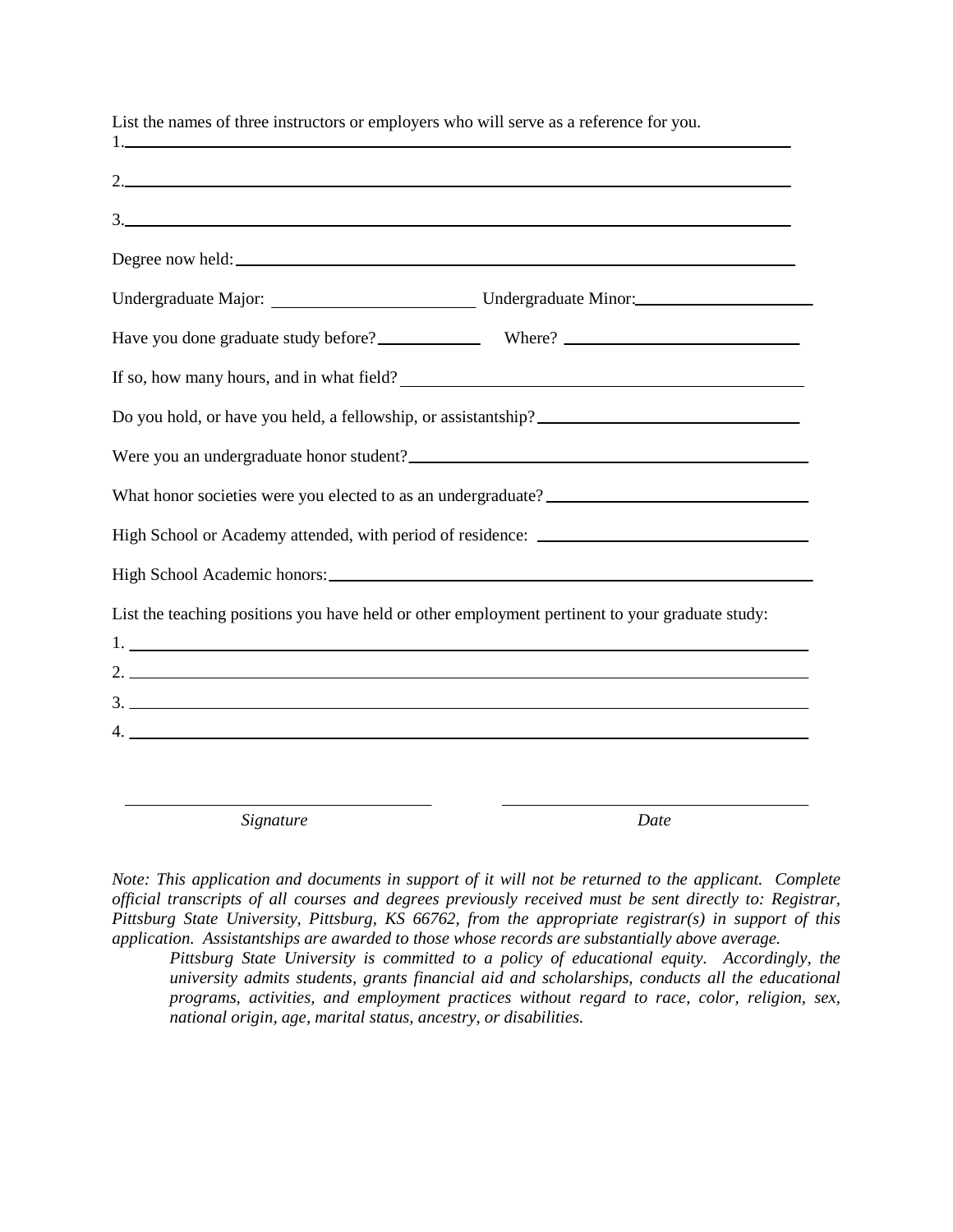List the names of three instructors or employers who will serve as a reference for you.

1. \_\_\_\_\_\_\_\_\_\_\_\_\_\_\_\_\_\_\_\_\_\_\_\_\_\_\_\_\_\_\_\_\_\_\_\_\_\_\_\_\_\_\_\_

2. \_\_\_\_\_\_\_\_\_\_\_\_\_\_\_\_\_\_\_\_\_\_\_\_\_\_\_\_\_\_\_\_\_\_\_\_\_\_\_\_\_\_\_\_

3. \_\_\_\_\_\_\_\_\_\_\_\_\_\_\_\_\_\_\_\_\_\_\_\_\_\_\_\_\_\_\_\_\_\_\_\_\_\_\_\_\_\_\_\_

Degree now held: \_\_\_\_\_\_\_\_\_\_\_\_\_\_\_\_\_\_\_\_\_\_\_\_\_\_\_\_\_\_\_\_\_\_\_\_\_\_\_\_

Undergraduate Major: \_\_\_\_\_\_\_\_\_\_\_\_\_\_\_\_\_\_\_\_ Undergraduate Minor: \_\_\_\_\_\_\_\_\_\_\_\_\_\_\_\_\_\_\_\_

Have you done graduate study before? \_\_\_\_\_\_\_\_\_\_ Where? \_\_\_\_\_\_\_\_\_\_\_\_\_\_\_\_\_\_\_\_

If so, how many hours, and in what field? \_\_\_\_\_\_\_\_\_\_\_\_\_\_\_\_\_\_\_\_\_\_\_\_\_\_\_\_\_\_

Do you hold, or have you held, a fellowship, or assistantship? \_\_\_\_\_\_\_\_\_\_\_\_\_\_\_\_\_\_\_\_

Were you an undergraduate honor student? \_\_\_\_\_\_\_\_\_\_\_\_\_\_\_\_\_\_\_\_\_\_\_\_\_\_\_\_\_\_

What honor societies were you elected to as an undergraduate? \_\_\_\_\_\_\_\_\_\_\_\_\_\_\_\_\_\_\_\_

High School or Academy attended, with period of residence: \_\_\_\_\_\_\_\_\_\_\_\_\_\_\_\_\_\_\_\_

High School Academic honors: \_\_\_\_\_\_\_\_\_\_\_\_\_\_\_\_\_\_\_\_\_\_\_\_\_\_\_\_\_\_\_\_\_\_\_\_\_\_\_\_

List the teaching positions you have held or other employment pertinent to your graduate study:

1. \_\_\_\_\_\_\_\_\_\_\_\_\_\_\_\_\_\_\_\_\_\_\_\_\_\_\_\_\_\_\_\_\_\_\_\_\_\_\_\_\_\_\_\_
2. \_\_\_\_\_\_\_\_\_\_\_\_\_\_\_\_\_\_\_\_\_\_\_\_\_\_\_\_\_\_\_\_\_\_\_\_\_\_\_\_\_\_\_\_
3. \_\_\_\_\_\_\_\_\_\_\_\_\_\_\_\_\_\_\_\_\_\_\_\_\_\_\_\_\_\_\_\_\_\_\_\_\_\_\_\_\_\_\_\_
4. \_\_\_\_\_\_\_\_\_\_\_\_\_\_\_\_\_\_\_\_\_\_\_\_\_\_\_\_\_\_\_\_\_\_\_\_\_\_\_\_\_\_\_\_

\_\_\_\_\_\_\_\_\_\_\_\_\_\_\_\_\_\_\_\_\_\_\_\_\_\_ \_\_\_\_\_\_\_\_\_\_\_\_\_\_\_\_\_\_\_\_\_\_\_\_\_\_

*Signature* *Date*

*Note: This application and documents in support of it will not be returned to the applicant. Complete official transcripts of all courses and degrees previously received must be sent directly to: Registrar, Pittsburg State University, Pittsburg, KS 66762, from the appropriate registrar(s) in support of this application. Assistantships are awarded to those whose records are substantially above average.*

*Pittsburg State University is committed to a policy of educational equity. Accordingly, the university admits students, grants financial aid and scholarships, conducts all the educational programs, activities, and employment practices without regard to race, color, religion, sex, national origin, age, marital status, ancestry, or disabilities.*